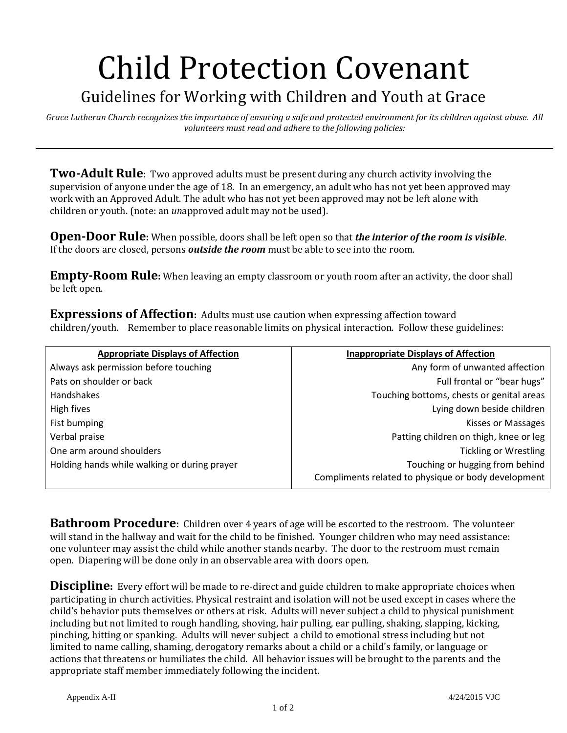# Child Protection Covenant

## Guidelines for Working with Children and Youth at Grace

*Grace Lutheran Church recognizes the importance of ensuring a safe and protected environment for its children against abuse. All volunteers must read and adhere to the following policies:*

---

**Two-Adult Rule**: Two approved adults must be present during any church activity involving the supervision of anyone under the age of 18. In an emergency, an adult who has not yet been approved may work with an Approved Adult. The adult who has not yet been approved may not be left alone with children or youth. (note: an *un*approved adult may not be used).

**Open-Door Rule:** When possible, doors shall be left open so that ***the interior of the room is visible***. If the doors are closed, persons ***outside the room*** must be able to see into the room.

**Empty-Room Rule:** When leaving an empty classroom or youth room after an activity, the door shall be left open.

**Expressions of Affection:** Adults must use caution when expressing affection toward children/youth. Remember to place reasonable limits on physical interaction. Follow these guidelines:

| Appropriate Displays of Affection | Inappropriate Displays of Affection |
|---|---|
| Always ask permission before touching | Any form of unwanted affection |
| Pats on shoulder or back | Full frontal or "bear hugs" |
| Handshakes | Touching bottoms, chests or genital areas |
| High fives | Lying down beside children |
| Fist bumping | Kisses or Massages |
| Verbal praise | Patting children on thigh, knee or leg |
| One arm around shoulders | Tickling or Wrestling |
| Holding hands while walking or during prayer | Touching or hugging from behind |
| | Compliments related to physique or body development |

**Bathroom Procedure:** Children over 4 years of age will be escorted to the restroom. The volunteer will stand in the hallway and wait for the child to be finished. Younger children who may need assistance: one volunteer may assist the child while another stands nearby. The door to the restroom must remain open. Diapering will be done only in an observable area with doors open.

**Discipline:** Every effort will be made to re-direct and guide children to make appropriate choices when participating in church activities. Physical restraint and isolation will not be used except in cases where the child's behavior puts themselves or others at risk. Adults will never subject a child to physical punishment including but not limited to rough handling, shoving, hair pulling, ear pulling, shaking, slapping, kicking, pinching, hitting or spanking. Adults will never subject a child to emotional stress including but not limited to name calling, shaming, derogatory remarks about a child or a child's family, or language or actions that threatens or humiliates the child. All behavior issues will be brought to the parents and the appropriate staff member immediately following the incident.

Appendix A-II 4/24/2015 VJC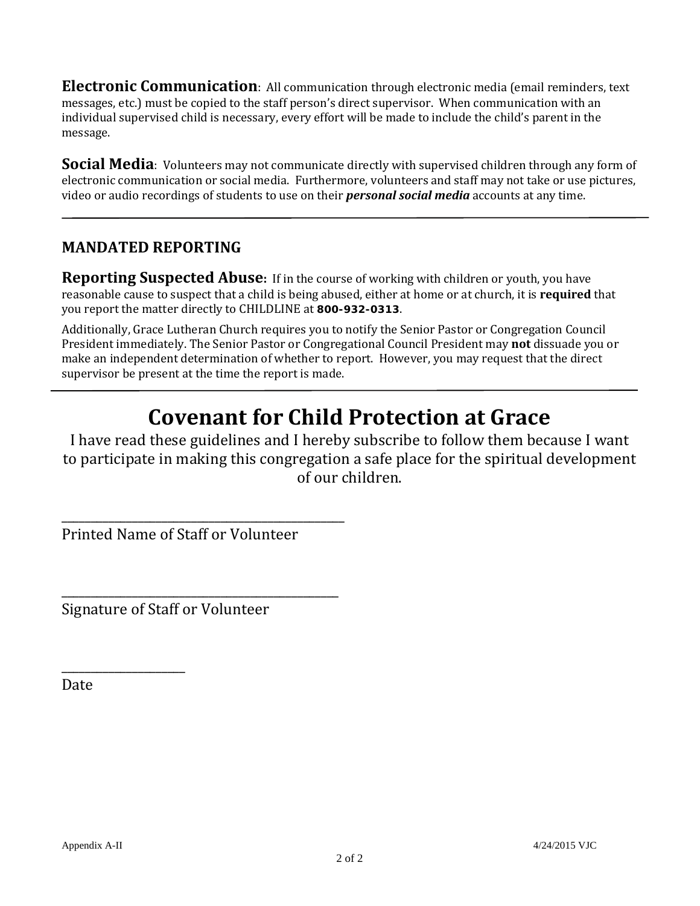**Electronic Communication**: All communication through electronic media (email reminders, text messages, etc.) must be copied to the staff person's direct supervisor. When communication with an individual supervised child is necessary, every effort will be made to include the child's parent in the message.

**Social Media**: Volunteers may not communicate directly with supervised children through any form of electronic communication or social media. Furthermore, volunteers and staff may not take or use pictures, video or audio recordings of students to use on their ***personal social media*** accounts at any time.

---

## MANDATED REPORTING

**Reporting Suspected Abuse:** If in the course of working with children or youth, you have reasonable cause to suspect that a child is being abused, either at home or at church, it is **required** that you report the matter directly to CHILDLINE at **800-932-0313**.

Additionally, Grace Lutheran Church requires you to notify the Senior Pastor or Congregation Council President immediately. The Senior Pastor or Congregational Council President may **not** dissuade you or make an independent determination of whether to report. However, you may request that the direct supervisor be present at the time the report is made.

---

# Covenant for Child Protection at Grace

I have read these guidelines and I hereby subscribe to follow them because I want to participate in making this congregation a safe place for the spiritual development of our children.

\_\_\_\_\_\_\_\_\_\_\_\_\_\_\_\_\_\_\_\_\_\_\_\_\_\_\_\_\_\_\_\_\_\_\_\_\_\_\_\_\_\_\_\_\_\_\_\_

Printed Name of Staff or Volunteer

\_\_\_\_\_\_\_\_\_\_\_\_\_\_\_\_\_\_\_\_\_\_\_\_\_\_\_\_\_\_\_\_\_\_\_\_\_\_\_\_\_\_\_\_\_\_\_\_

Signature of Staff or Volunteer

\_\_\_\_\_\_\_\_\_\_\_\_\_\_\_\_\_\_\_\_\_\_

Date

Appendix A-II 4/24/2015 VJC